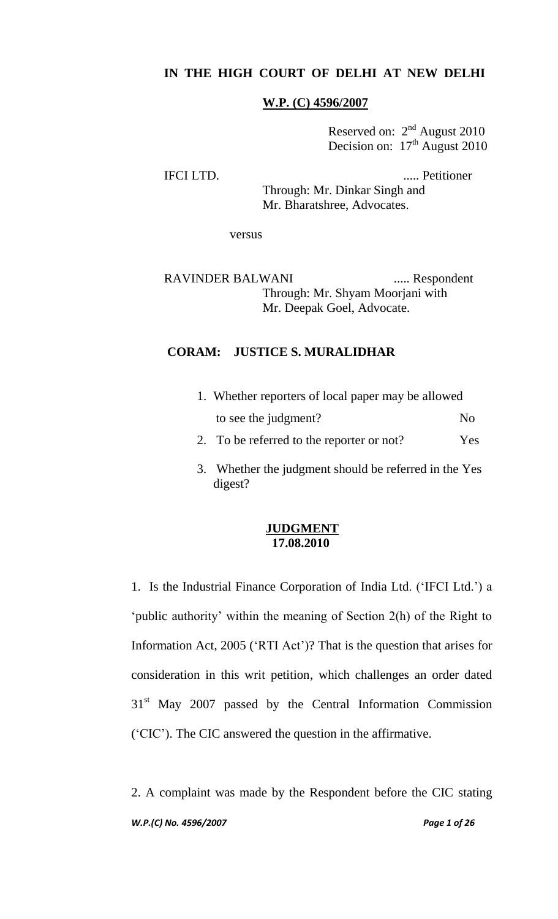# IN THE HIGH COURT OF DELHI AT NEW DELHI

**W.P. (C) 4596/2007**

Reserved on: 2nd August 2010
Decision on: 17th August 2010

IFCI LTD. ..... Petitioner
Through: Mr. Dinkar Singh and Mr. Bharatshree, Advocates.

versus

RAVINDER BALWANI ..... Respondent
Through: Mr. Shyam Moorjani with Mr. Deepak Goel, Advocate.

**CORAM: JUSTICE S. MURALIDHAR**

1. Whether reporters of local paper may be allowed to see the judgment? No
2. To be referred to the reporter or not? Yes
3. Whether the judgment should be referred in the digest? Yes

**JUDGMENT**
**17.08.2010**

1. Is the Industrial Finance Corporation of India Ltd. ('IFCI Ltd.') a 'public authority' within the meaning of Section 2(h) of the Right to Information Act, 2005 ('RTI Act')? That is the question that arises for consideration in this writ petition, which challenges an order dated 31st May 2007 passed by the Central Information Commission ('CIC'). The CIC answered the question in the affirmative.

2. A complaint was made by the Respondent before the CIC stating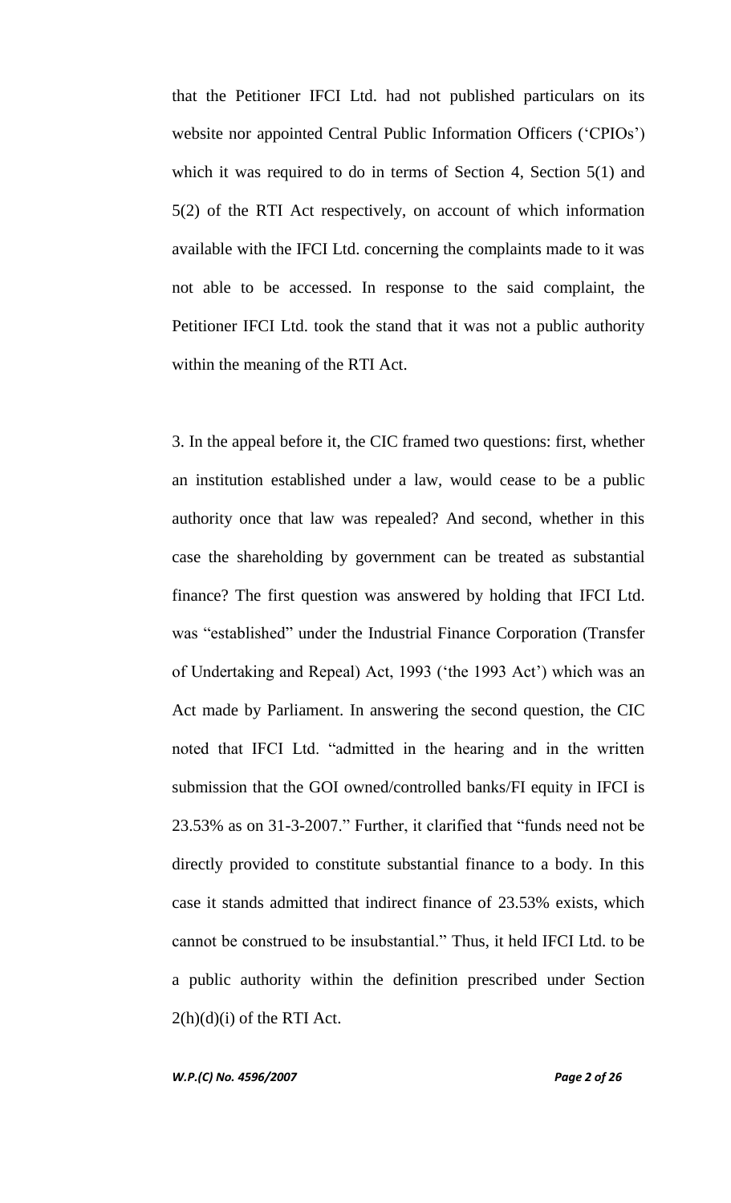that the Petitioner IFCI Ltd. had not published particulars on its website nor appointed Central Public Information Officers ('CPIOs') which it was required to do in terms of Section 4, Section 5(1) and 5(2) of the RTI Act respectively, on account of which information available with the IFCI Ltd. concerning the complaints made to it was not able to be accessed. In response to the said complaint, the Petitioner IFCI Ltd. took the stand that it was not a public authority within the meaning of the RTI Act.

3. In the appeal before it, the CIC framed two questions: first, whether an institution established under a law, would cease to be a public authority once that law was repealed? And second, whether in this case the shareholding by government can be treated as substantial finance? The first question was answered by holding that IFCI Ltd. was "established" under the Industrial Finance Corporation (Transfer of Undertaking and Repeal) Act, 1993 ('the 1993 Act') which was an Act made by Parliament. In answering the second question, the CIC noted that IFCI Ltd. "admitted in the hearing and in the written submission that the GOI owned/controlled banks/FI equity in IFCI is 23.53% as on 31-3-2007." Further, it clarified that "funds need not be directly provided to constitute substantial finance to a body. In this case it stands admitted that indirect finance of 23.53% exists, which cannot be construed to be insubstantial." Thus, it held IFCI Ltd. to be a public authority within the definition prescribed under Section 2(h)(d)(i) of the RTI Act.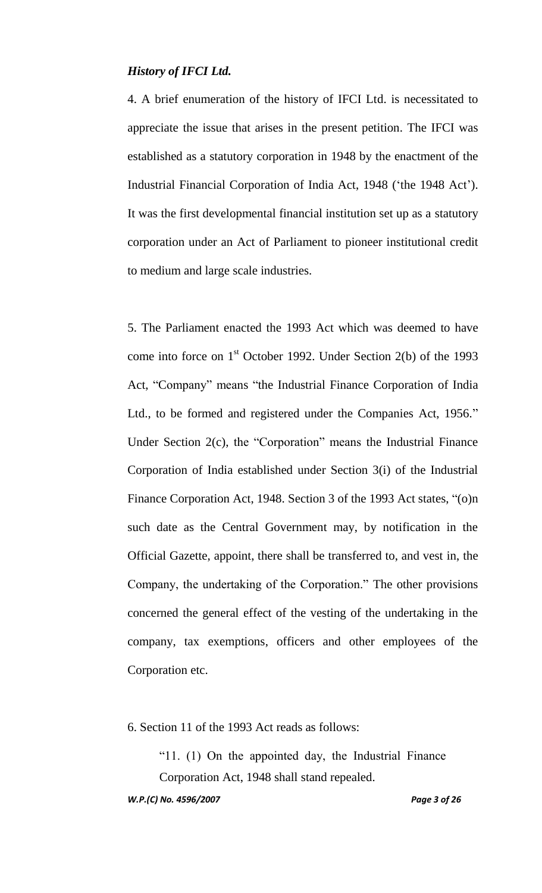***History of IFCI Ltd.***

4. A brief enumeration of the history of IFCI Ltd. is necessitated to appreciate the issue that arises in the present petition. The IFCI was established as a statutory corporation in 1948 by the enactment of the Industrial Financial Corporation of India Act, 1948 ('the 1948 Act'). It was the first developmental financial institution set up as a statutory corporation under an Act of Parliament to pioneer institutional credit to medium and large scale industries.

5. The Parliament enacted the 1993 Act which was deemed to have come into force on 1st October 1992. Under Section 2(b) of the 1993 Act, "Company" means "the Industrial Finance Corporation of India Ltd., to be formed and registered under the Companies Act, 1956." Under Section 2(c), the "Corporation" means the Industrial Finance Corporation of India established under Section 3(i) of the Industrial Finance Corporation Act, 1948. Section 3 of the 1993 Act states, "(o)n such date as the Central Government may, by notification in the Official Gazette, appoint, there shall be transferred to, and vest in, the Company, the undertaking of the Corporation." The other provisions concerned the general effect of the vesting of the undertaking in the company, tax exemptions, officers and other employees of the Corporation etc.

6. Section 11 of the 1993 Act reads as follows:

> "11. (1) On the appointed day, the Industrial Finance Corporation Act, 1948 shall stand repealed.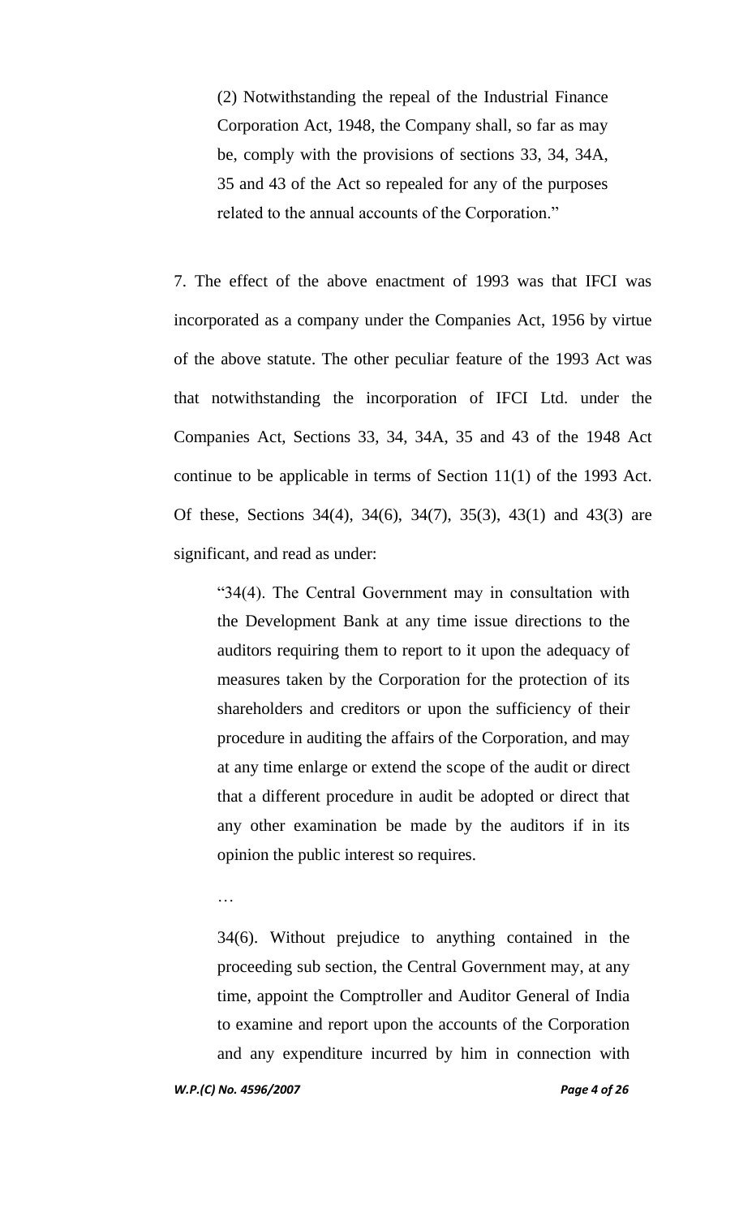> (2) Notwithstanding the repeal of the Industrial Finance Corporation Act, 1948, the Company shall, so far as may be, comply with the provisions of sections 33, 34, 34A, 35 and 43 of the Act so repealed for any of the purposes related to the annual accounts of the Corporation."

7. The effect of the above enactment of 1993 was that IFCI was incorporated as a company under the Companies Act, 1956 by virtue of the above statute. The other peculiar feature of the 1993 Act was that notwithstanding the incorporation of IFCI Ltd. under the Companies Act, Sections 33, 34, 34A, 35 and 43 of the 1948 Act continue to be applicable in terms of Section 11(1) of the 1993 Act. Of these, Sections 34(4), 34(6), 34(7), 35(3), 43(1) and 43(3) are significant, and read as under:

> "34(4). The Central Government may in consultation with the Development Bank at any time issue directions to the auditors requiring them to report to it upon the adequacy of measures taken by the Corporation for the protection of its shareholders and creditors or upon the sufficiency of their procedure in auditing the affairs of the Corporation, and may at any time enlarge or extend the scope of the audit or direct that a different procedure in audit be adopted or direct that any other examination be made by the auditors if in its opinion the public interest so requires.
>
> …
>
> 34(6). Without prejudice to anything contained in the proceeding sub section, the Central Government may, at any time, appoint the Comptroller and Auditor General of India to examine and report upon the accounts of the Corporation and any expenditure incurred by him in connection with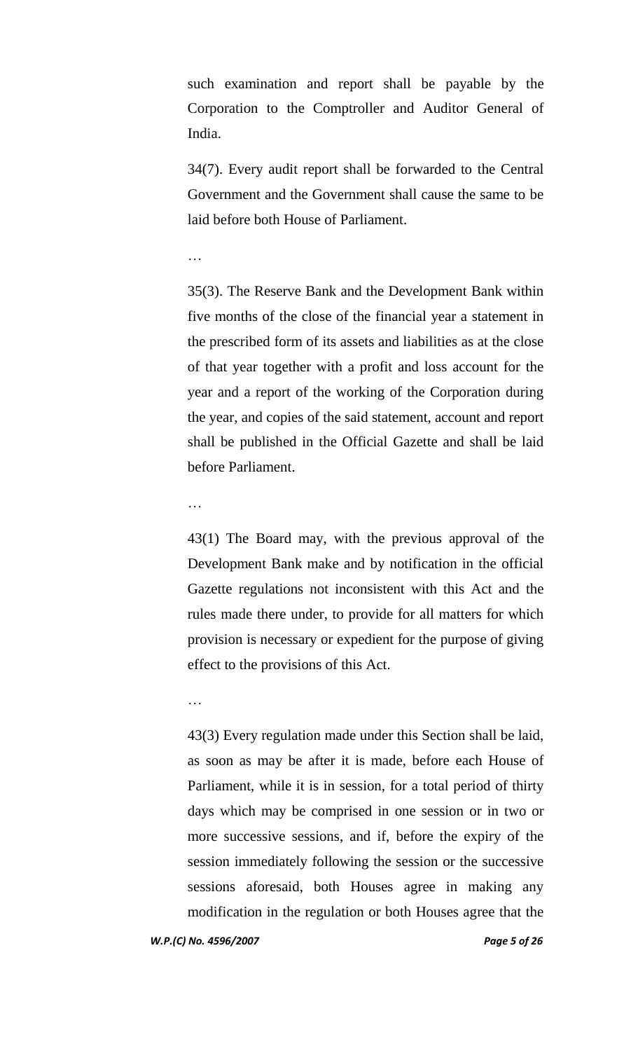such examination and report shall be payable by the Corporation to the Comptroller and Auditor General of India.

34(7). Every audit report shall be forwarded to the Central Government and the Government shall cause the same to be laid before both House of Parliament.

…

35(3). The Reserve Bank and the Development Bank within five months of the close of the financial year a statement in the prescribed form of its assets and liabilities as at the close of that year together with a profit and loss account for the year and a report of the working of the Corporation during the year, and copies of the said statement, account and report shall be published in the Official Gazette and shall be laid before Parliament.

…

43(1) The Board may, with the previous approval of the Development Bank make and by notification in the official Gazette regulations not inconsistent with this Act and the rules made there under, to provide for all matters for which provision is necessary or expedient for the purpose of giving effect to the provisions of this Act.

…

43(3) Every regulation made under this Section shall be laid, as soon as may be after it is made, before each House of Parliament, while it is in session, for a total period of thirty days which may be comprised in one session or in two or more successive sessions, and if, before the expiry of the session immediately following the session or the successive sessions aforesaid, both Houses agree in making any modification in the regulation or both Houses agree that the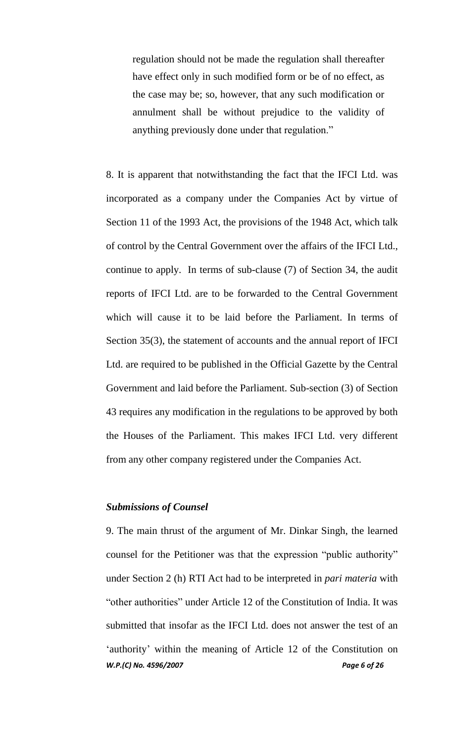> regulation should not be made the regulation shall thereafter have effect only in such modified form or be of no effect, as the case may be; so, however, that any such modification or annulment shall be without prejudice to the validity of anything previously done under that regulation."

8. It is apparent that notwithstanding the fact that the IFCI Ltd. was incorporated as a company under the Companies Act by virtue of Section 11 of the 1993 Act, the provisions of the 1948 Act, which talk of control by the Central Government over the affairs of the IFCI Ltd., continue to apply. In terms of sub-clause (7) of Section 34, the audit reports of IFCI Ltd. are to be forwarded to the Central Government which will cause it to be laid before the Parliament. In terms of Section 35(3), the statement of accounts and the annual report of IFCI Ltd. are required to be published in the Official Gazette by the Central Government and laid before the Parliament. Sub-section (3) of Section 43 requires any modification in the regulations to be approved by both the Houses of the Parliament. This makes IFCI Ltd. very different from any other company registered under the Companies Act.

### ***Submissions of Counsel***

9. The main thrust of the argument of Mr. Dinkar Singh, the learned counsel for the Petitioner was that the expression "public authority" under Section 2 (h) RTI Act had to be interpreted in *pari materia* with "other authorities" under Article 12 of the Constitution of India. It was submitted that insofar as the IFCI Ltd. does not answer the test of an 'authority' within the meaning of Article 12 of the Constitution on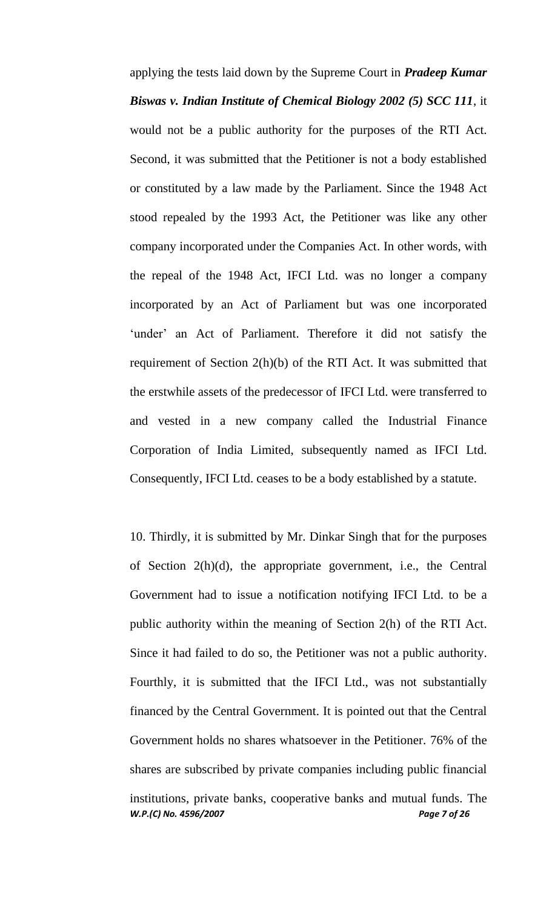applying the tests laid down by the Supreme Court in ***Pradeep Kumar Biswas v. Indian Institute of Chemical Biology 2002 (5) SCC 111***, it would not be a public authority for the purposes of the RTI Act. Second, it was submitted that the Petitioner is not a body established or constituted by a law made by the Parliament. Since the 1948 Act stood repealed by the 1993 Act, the Petitioner was like any other company incorporated under the Companies Act. In other words, with the repeal of the 1948 Act, IFCI Ltd. was no longer a company incorporated by an Act of Parliament but was one incorporated 'under' an Act of Parliament. Therefore it did not satisfy the requirement of Section 2(h)(b) of the RTI Act. It was submitted that the erstwhile assets of the predecessor of IFCI Ltd. were transferred to and vested in a new company called the Industrial Finance Corporation of India Limited, subsequently named as IFCI Ltd. Consequently, IFCI Ltd. ceases to be a body established by a statute.

10. Thirdly, it is submitted by Mr. Dinkar Singh that for the purposes of Section 2(h)(d), the appropriate government, i.e., the Central Government had to issue a notification notifying IFCI Ltd. to be a public authority within the meaning of Section 2(h) of the RTI Act. Since it had failed to do so, the Petitioner was not a public authority. Fourthly, it is submitted that the IFCI Ltd., was not substantially financed by the Central Government. It is pointed out that the Central Government holds no shares whatsoever in the Petitioner. 76% of the shares are subscribed by private companies including public financial institutions, private banks, cooperative banks and mutual funds. The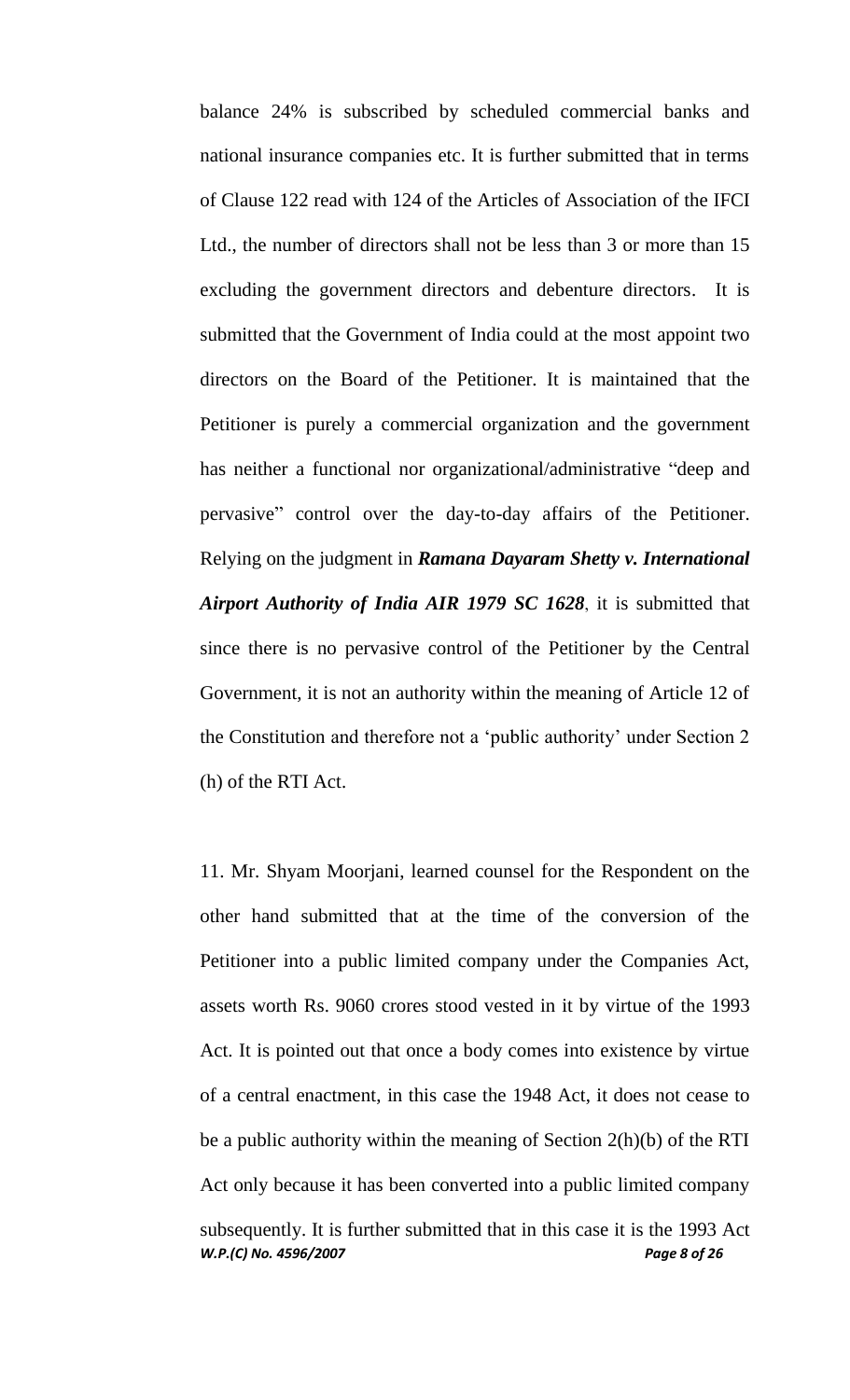balance 24% is subscribed by scheduled commercial banks and national insurance companies etc. It is further submitted that in terms of Clause 122 read with 124 of the Articles of Association of the IFCI Ltd., the number of directors shall not be less than 3 or more than 15 excluding the government directors and debenture directors. It is submitted that the Government of India could at the most appoint two directors on the Board of the Petitioner. It is maintained that the Petitioner is purely a commercial organization and the government has neither a functional nor organizational/administrative "deep and pervasive" control over the day-to-day affairs of the Petitioner. Relying on the judgment in ***Ramana Dayaram Shetty v. International Airport Authority of India AIR 1979 SC 1628***, it is submitted that since there is no pervasive control of the Petitioner by the Central Government, it is not an authority within the meaning of Article 12 of the Constitution and therefore not a 'public authority' under Section 2 (h) of the RTI Act.

11. Mr. Shyam Moorjani, learned counsel for the Respondent on the other hand submitted that at the time of the conversion of the Petitioner into a public limited company under the Companies Act, assets worth Rs. 9060 crores stood vested in it by virtue of the 1993 Act. It is pointed out that once a body comes into existence by virtue of a central enactment, in this case the 1948 Act, it does not cease to be a public authority within the meaning of Section 2(h)(b) of the RTI Act only because it has been converted into a public limited company subsequently. It is further submitted that in this case it is the 1993 Act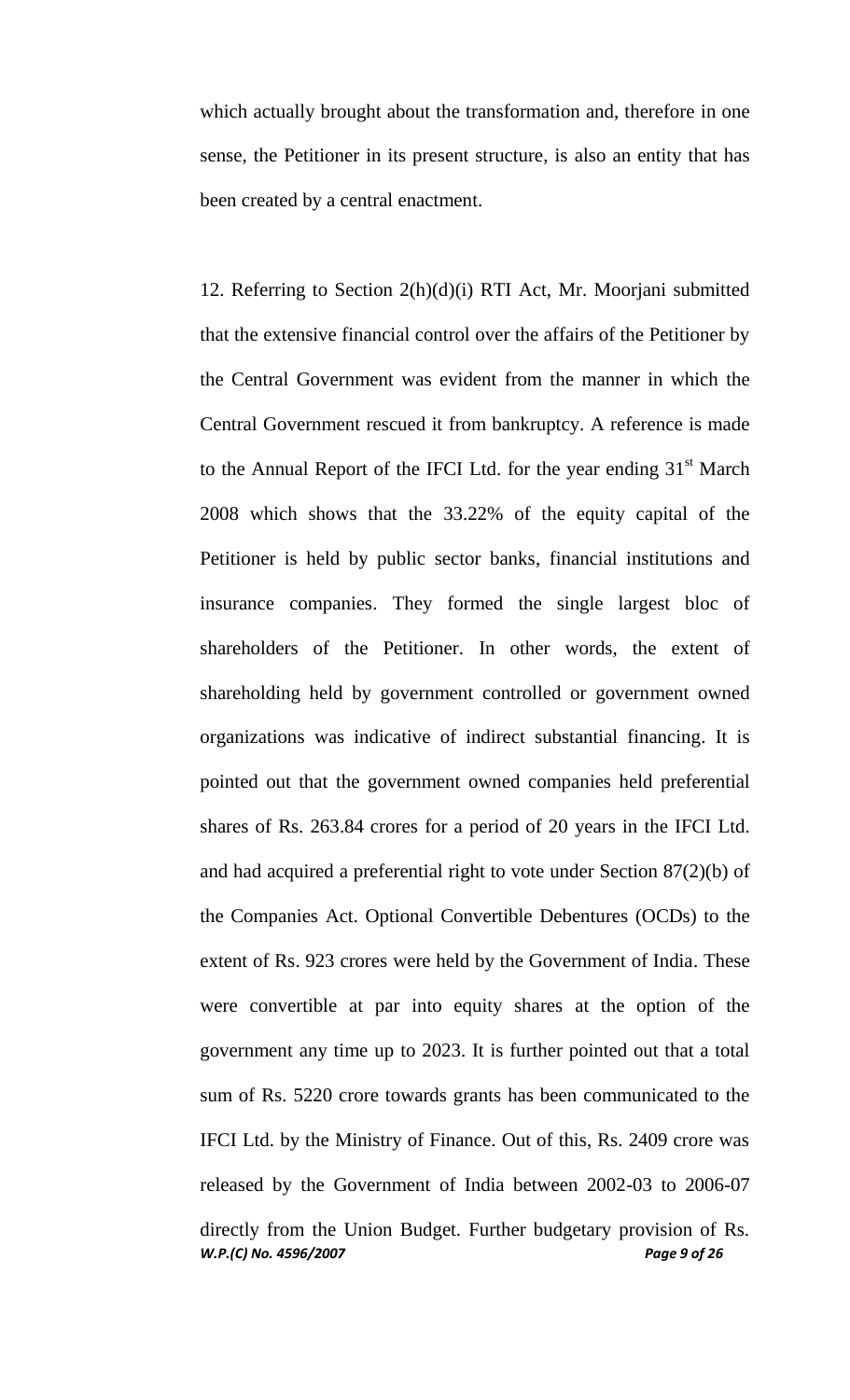which actually brought about the transformation and, therefore in one sense, the Petitioner in its present structure, is also an entity that has been created by a central enactment.

12. Referring to Section 2(h)(d)(i) RTI Act, Mr. Moorjani submitted that the extensive financial control over the affairs of the Petitioner by the Central Government was evident from the manner in which the Central Government rescued it from bankruptcy. A reference is made to the Annual Report of the IFCI Ltd. for the year ending 31st March 2008 which shows that the 33.22% of the equity capital of the Petitioner is held by public sector banks, financial institutions and insurance companies. They formed the single largest bloc of shareholders of the Petitioner. In other words, the extent of shareholding held by government controlled or government owned organizations was indicative of indirect substantial financing. It is pointed out that the government owned companies held preferential shares of Rs. 263.84 crores for a period of 20 years in the IFCI Ltd. and had acquired a preferential right to vote under Section 87(2)(b) of the Companies Act. Optional Convertible Debentures (OCDs) to the extent of Rs. 923 crores were held by the Government of India. These were convertible at par into equity shares at the option of the government any time up to 2023. It is further pointed out that a total sum of Rs. 5220 crore towards grants has been communicated to the IFCI Ltd. by the Ministry of Finance. Out of this, Rs. 2409 crore was released by the Government of India between 2002-03 to 2006-07 directly from the Union Budget. Further budgetary provision of Rs.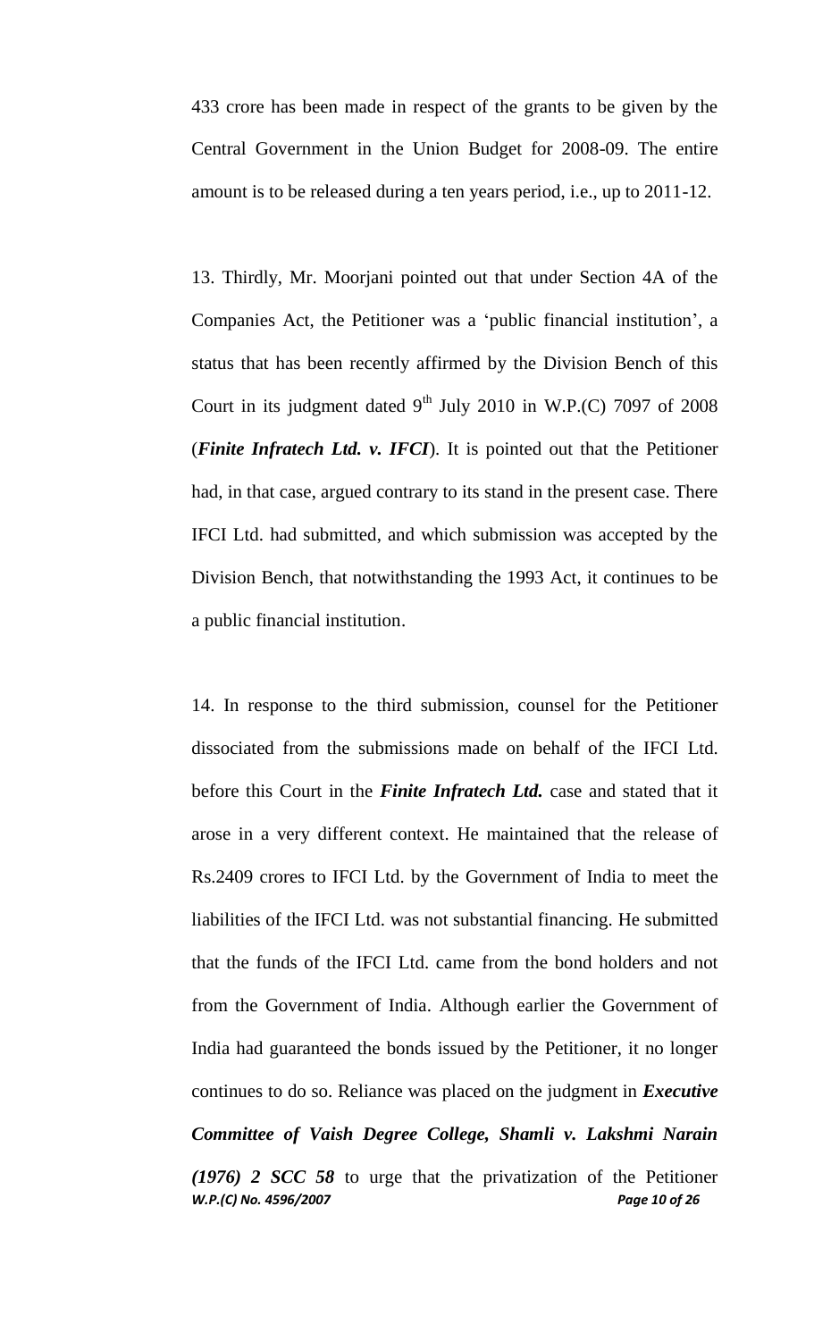433 crore has been made in respect of the grants to be given by the Central Government in the Union Budget for 2008-09. The entire amount is to be released during a ten years period, i.e., up to 2011-12.

13. Thirdly, Mr. Moorjani pointed out that under Section 4A of the Companies Act, the Petitioner was a 'public financial institution', a status that has been recently affirmed by the Division Bench of this Court in its judgment dated 9th July 2010 in W.P.(C) 7097 of 2008 (***Finite Infratech Ltd. v. IFCI***). It is pointed out that the Petitioner had, in that case, argued contrary to its stand in the present case. There IFCI Ltd. had submitted, and which submission was accepted by the Division Bench, that notwithstanding the 1993 Act, it continues to be a public financial institution.

14. In response to the third submission, counsel for the Petitioner dissociated from the submissions made on behalf of the IFCI Ltd. before this Court in the ***Finite Infratech Ltd.*** case and stated that it arose in a very different context. He maintained that the release of Rs.2409 crores to IFCI Ltd. by the Government of India to meet the liabilities of the IFCI Ltd. was not substantial financing. He submitted that the funds of the IFCI Ltd. came from the bond holders and not from the Government of India. Although earlier the Government of India had guaranteed the bonds issued by the Petitioner, it no longer continues to do so. Reliance was placed on the judgment in ***Executive Committee of Vaish Degree College, Shamli v. Lakshmi Narain (1976) 2 SCC 58*** to urge that the privatization of the Petitioner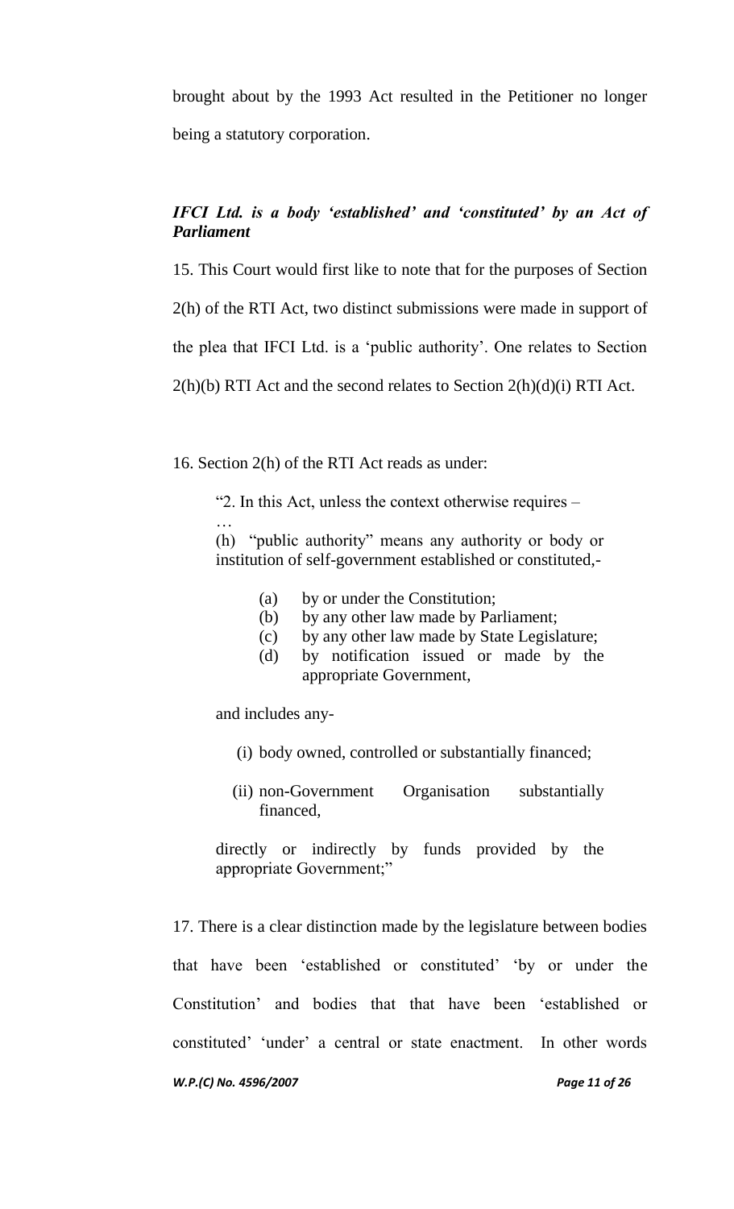brought about by the 1993 Act resulted in the Petitioner no longer being a statutory corporation.

***IFCI Ltd. is a body 'established' and 'constituted' by an Act of Parliament***

15. This Court would first like to note that for the purposes of Section 2(h) of the RTI Act, two distinct submissions were made in support of the plea that IFCI Ltd. is a 'public authority'. One relates to Section 2(h)(b) RTI Act and the second relates to Section 2(h)(d)(i) RTI Act.

16. Section 2(h) of the RTI Act reads as under:

> "2. In this Act, unless the context otherwise requires –
>
> …
>
> (h) "public authority" means any authority or body or institution of self-government established or constituted,-
>
> (a) by or under the Constitution;
> (b) by any other law made by Parliament;
> (c) by any other law made by State Legislature;
> (d) by notification issued or made by the appropriate Government,
>
> and includes any-
>
> (i) body owned, controlled or substantially financed;
>
> (ii) non-Government Organisation substantially financed,
>
> directly or indirectly by funds provided by the appropriate Government;"

17. There is a clear distinction made by the legislature between bodies that have been 'established or constituted' 'by or under the Constitution' and bodies that that have been 'established or constituted' 'under' a central or state enactment. In other words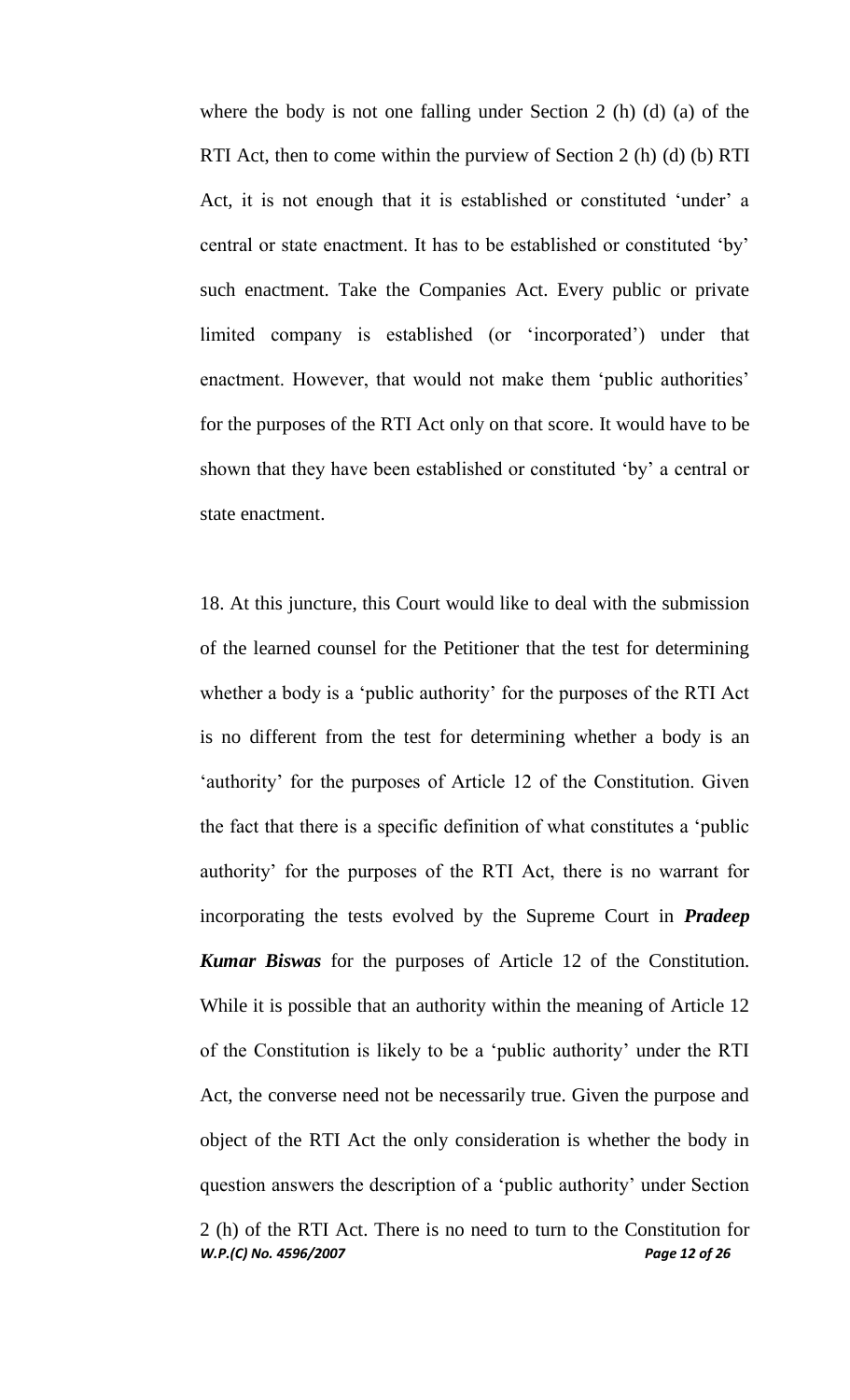where the body is not one falling under Section 2 (h) (d) (a) of the RTI Act, then to come within the purview of Section 2 (h) (d) (b) RTI Act, it is not enough that it is established or constituted 'under' a central or state enactment. It has to be established or constituted 'by' such enactment. Take the Companies Act. Every public or private limited company is established (or 'incorporated') under that enactment. However, that would not make them 'public authorities' for the purposes of the RTI Act only on that score. It would have to be shown that they have been established or constituted 'by' a central or state enactment.

18. At this juncture, this Court would like to deal with the submission of the learned counsel for the Petitioner that the test for determining whether a body is a 'public authority' for the purposes of the RTI Act is no different from the test for determining whether a body is an 'authority' for the purposes of Article 12 of the Constitution. Given the fact that there is a specific definition of what constitutes a 'public authority' for the purposes of the RTI Act, there is no warrant for incorporating the tests evolved by the Supreme Court in ***Pradeep Kumar Biswas*** for the purposes of Article 12 of the Constitution. While it is possible that an authority within the meaning of Article 12 of the Constitution is likely to be a 'public authority' under the RTI Act, the converse need not be necessarily true. Given the purpose and object of the RTI Act the only consideration is whether the body in question answers the description of a 'public authority' under Section 2 (h) of the RTI Act. There is no need to turn to the Constitution for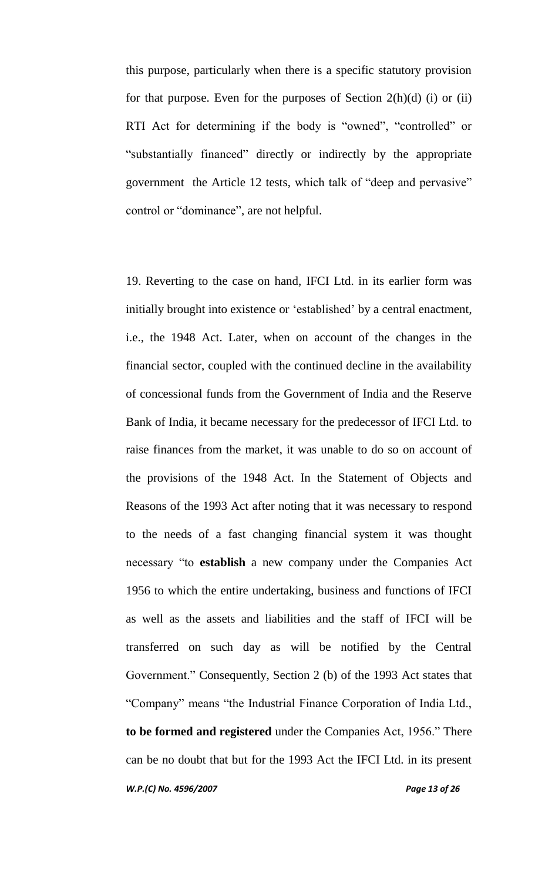this purpose, particularly when there is a specific statutory provision for that purpose. Even for the purposes of Section 2(h)(d) (i) or (ii) RTI Act for determining if the body is "owned", "controlled" or "substantially financed" directly or indirectly by the appropriate government the Article 12 tests, which talk of "deep and pervasive" control or "dominance", are not helpful.

19. Reverting to the case on hand, IFCI Ltd. in its earlier form was initially brought into existence or 'established' by a central enactment, i.e., the 1948 Act. Later, when on account of the changes in the financial sector, coupled with the continued decline in the availability of concessional funds from the Government of India and the Reserve Bank of India, it became necessary for the predecessor of IFCI Ltd. to raise finances from the market, it was unable to do so on account of the provisions of the 1948 Act. In the Statement of Objects and Reasons of the 1993 Act after noting that it was necessary to respond to the needs of a fast changing financial system it was thought necessary "to **establish** a new company under the Companies Act 1956 to which the entire undertaking, business and functions of IFCI as well as the assets and liabilities and the staff of IFCI will be transferred on such day as will be notified by the Central Government." Consequently, Section 2 (b) of the 1993 Act states that "Company" means "the Industrial Finance Corporation of India Ltd., **to be formed and registered** under the Companies Act, 1956." There can be no doubt that but for the 1993 Act the IFCI Ltd. in its present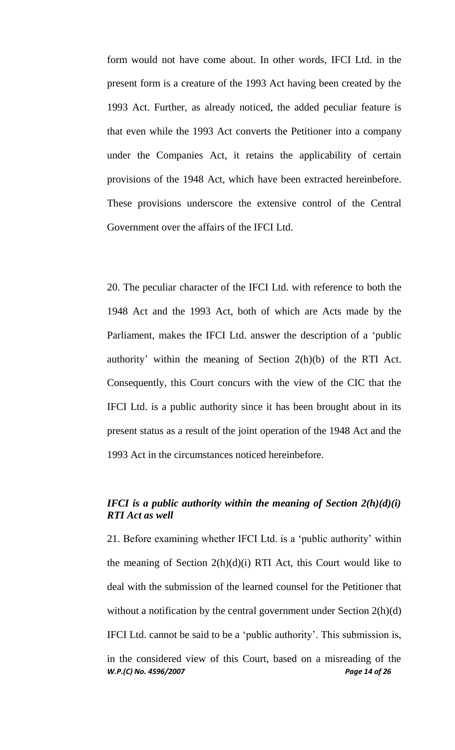form would not have come about. In other words, IFCI Ltd. in the present form is a creature of the 1993 Act having been created by the 1993 Act. Further, as already noticed, the added peculiar feature is that even while the 1993 Act converts the Petitioner into a company under the Companies Act, it retains the applicability of certain provisions of the 1948 Act, which have been extracted hereinbefore. These provisions underscore the extensive control of the Central Government over the affairs of the IFCI Ltd.

20. The peculiar character of the IFCI Ltd. with reference to both the 1948 Act and the 1993 Act, both of which are Acts made by the Parliament, makes the IFCI Ltd. answer the description of a 'public authority' within the meaning of Section 2(h)(b) of the RTI Act. Consequently, this Court concurs with the view of the CIC that the IFCI Ltd. is a public authority since it has been brought about in its present status as a result of the joint operation of the 1948 Act and the 1993 Act in the circumstances noticed hereinbefore.

***IFCI is a public authority within the meaning of Section 2(h)(d)(i) RTI Act as well***

21. Before examining whether IFCI Ltd. is a 'public authority' within the meaning of Section 2(h)(d)(i) RTI Act, this Court would like to deal with the submission of the learned counsel for the Petitioner that without a notification by the central government under Section 2(h)(d) IFCI Ltd. cannot be said to be a 'public authority'. This submission is, in the considered view of this Court, based on a misreading of the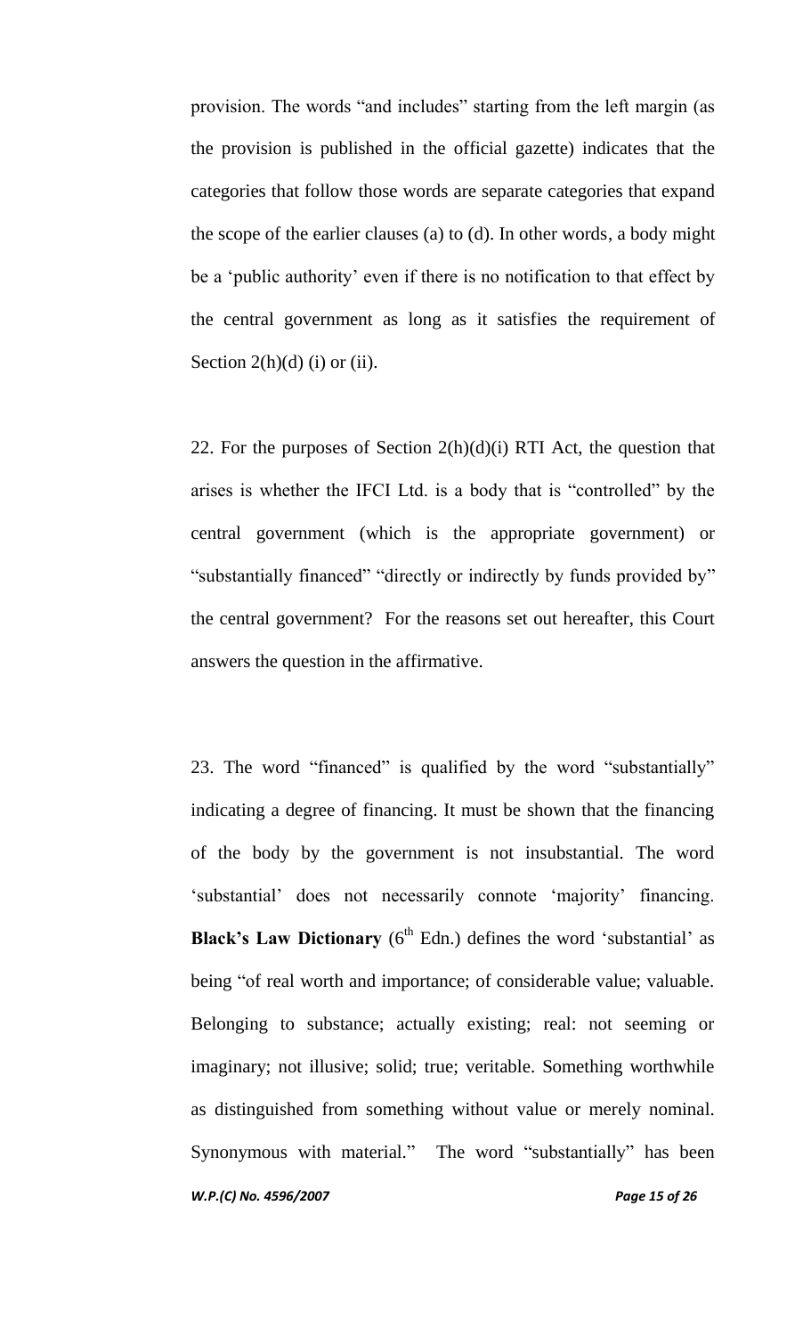provision. The words "and includes" starting from the left margin (as the provision is published in the official gazette) indicates that the categories that follow those words are separate categories that expand the scope of the earlier clauses (a) to (d). In other words, a body might be a 'public authority' even if there is no notification to that effect by the central government as long as it satisfies the requirement of Section 2(h)(d) (i) or (ii).

22. For the purposes of Section 2(h)(d)(i) RTI Act, the question that arises is whether the IFCI Ltd. is a body that is "controlled" by the central government (which is the appropriate government) or "substantially financed" "directly or indirectly by funds provided by" the central government? For the reasons set out hereafter, this Court answers the question in the affirmative.

23. The word "financed" is qualified by the word "substantially" indicating a degree of financing. It must be shown that the financing of the body by the government is not insubstantial. The word 'substantial' does not necessarily connote 'majority' financing. **Black's Law Dictionary** (6th Edn.) defines the word 'substantial' as being "of real worth and importance; of considerable value; valuable. Belonging to substance; actually existing; real: not seeming or imaginary; not illusive; solid; true; veritable. Something worthwhile as distinguished from something without value or merely nominal. Synonymous with material." The word "substantially" has been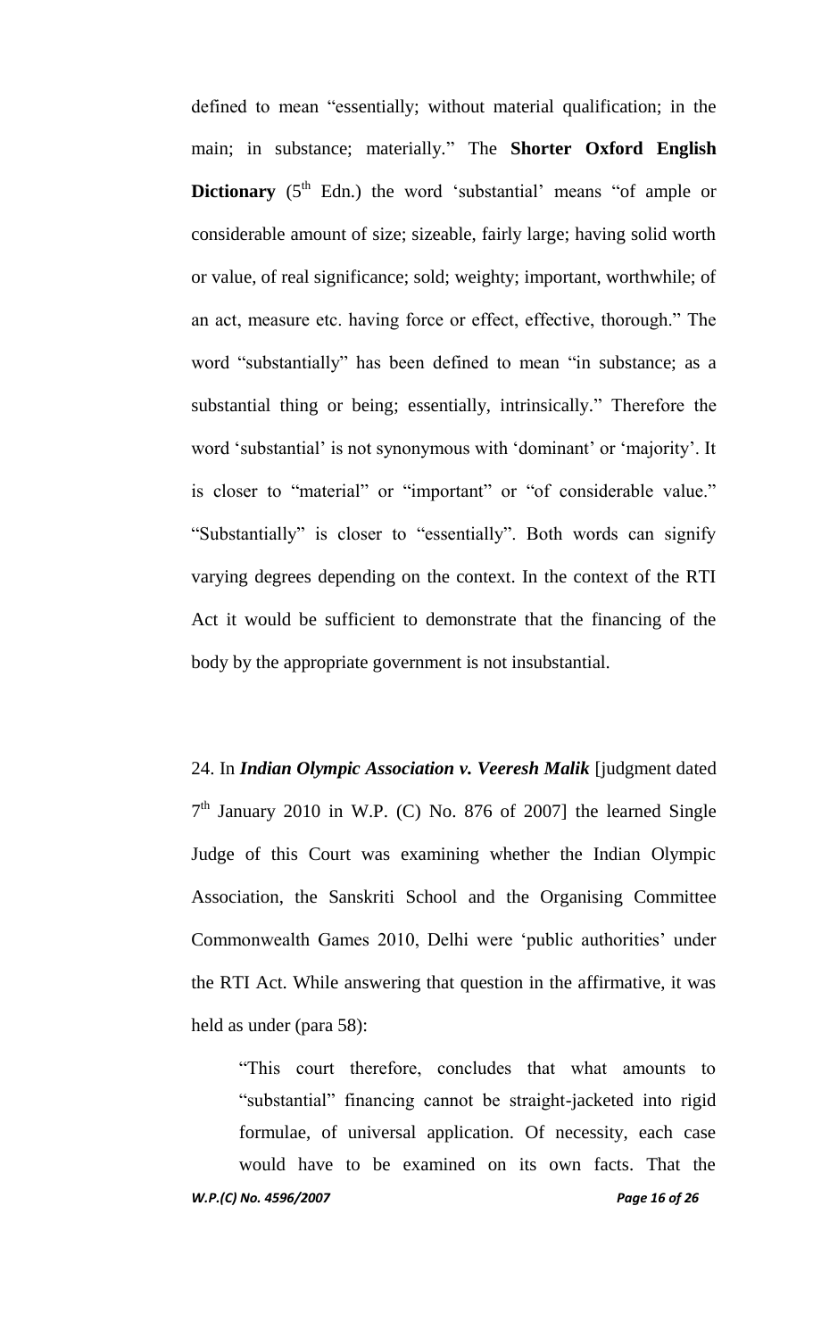defined to mean "essentially; without material qualification; in the main; in substance; materially." The **Shorter Oxford English Dictionary** (5th Edn.) the word 'substantial' means "of ample or considerable amount of size; sizeable, fairly large; having solid worth or value, of real significance; sold; weighty; important, worthwhile; of an act, measure etc. having force or effect, effective, thorough." The word "substantially" has been defined to mean "in substance; as a substantial thing or being; essentially, intrinsically." Therefore the word 'substantial' is not synonymous with 'dominant' or 'majority'. It is closer to "material" or "important" or "of considerable value." "Substantially" is closer to "essentially". Both words can signify varying degrees depending on the context. In the context of the RTI Act it would be sufficient to demonstrate that the financing of the body by the appropriate government is not insubstantial.

24. In ***Indian Olympic Association v. Veeresh Malik*** [judgment dated 7th January 2010 in W.P. (C) No. 876 of 2007] the learned Single Judge of this Court was examining whether the Indian Olympic Association, the Sanskriti School and the Organising Committee Commonwealth Games 2010, Delhi were 'public authorities' under the RTI Act. While answering that question in the affirmative, it was held as under (para 58):

> "This court therefore, concludes that what amounts to "substantial" financing cannot be straight-jacketed into rigid formulae, of universal application. Of necessity, each case would have to be examined on its own facts. That the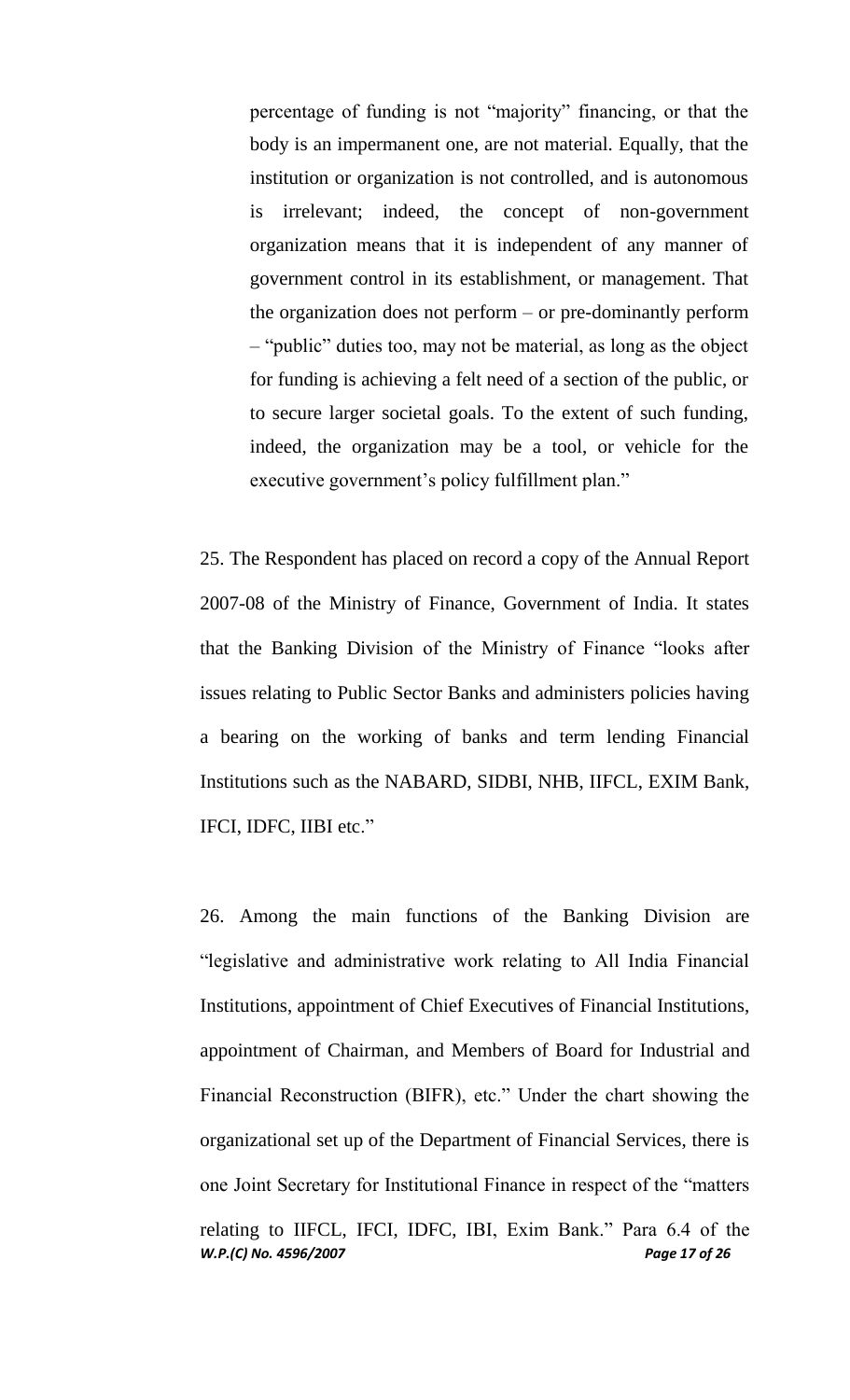percentage of funding is not "majority" financing, or that the body is an impermanent one, are not material. Equally, that the institution or organization is not controlled, and is autonomous is irrelevant; indeed, the concept of non-government organization means that it is independent of any manner of government control in its establishment, or management. That the organization does not perform – or pre-dominantly perform – "public" duties too, may not be material, as long as the object for funding is achieving a felt need of a section of the public, or to secure larger societal goals. To the extent of such funding, indeed, the organization may be a tool, or vehicle for the executive government's policy fulfillment plan."

25. The Respondent has placed on record a copy of the Annual Report 2007-08 of the Ministry of Finance, Government of India. It states that the Banking Division of the Ministry of Finance "looks after issues relating to Public Sector Banks and administers policies having a bearing on the working of banks and term lending Financial Institutions such as the NABARD, SIDBI, NHB, IIFCL, EXIM Bank, IFCI, IDFC, IIBI etc."

26. Among the main functions of the Banking Division are "legislative and administrative work relating to All India Financial Institutions, appointment of Chief Executives of Financial Institutions, appointment of Chairman, and Members of Board for Industrial and Financial Reconstruction (BIFR), etc." Under the chart showing the organizational set up of the Department of Financial Services, there is one Joint Secretary for Institutional Finance in respect of the "matters relating to IIFCL, IFCI, IDFC, IBI, Exim Bank." Para 6.4 of the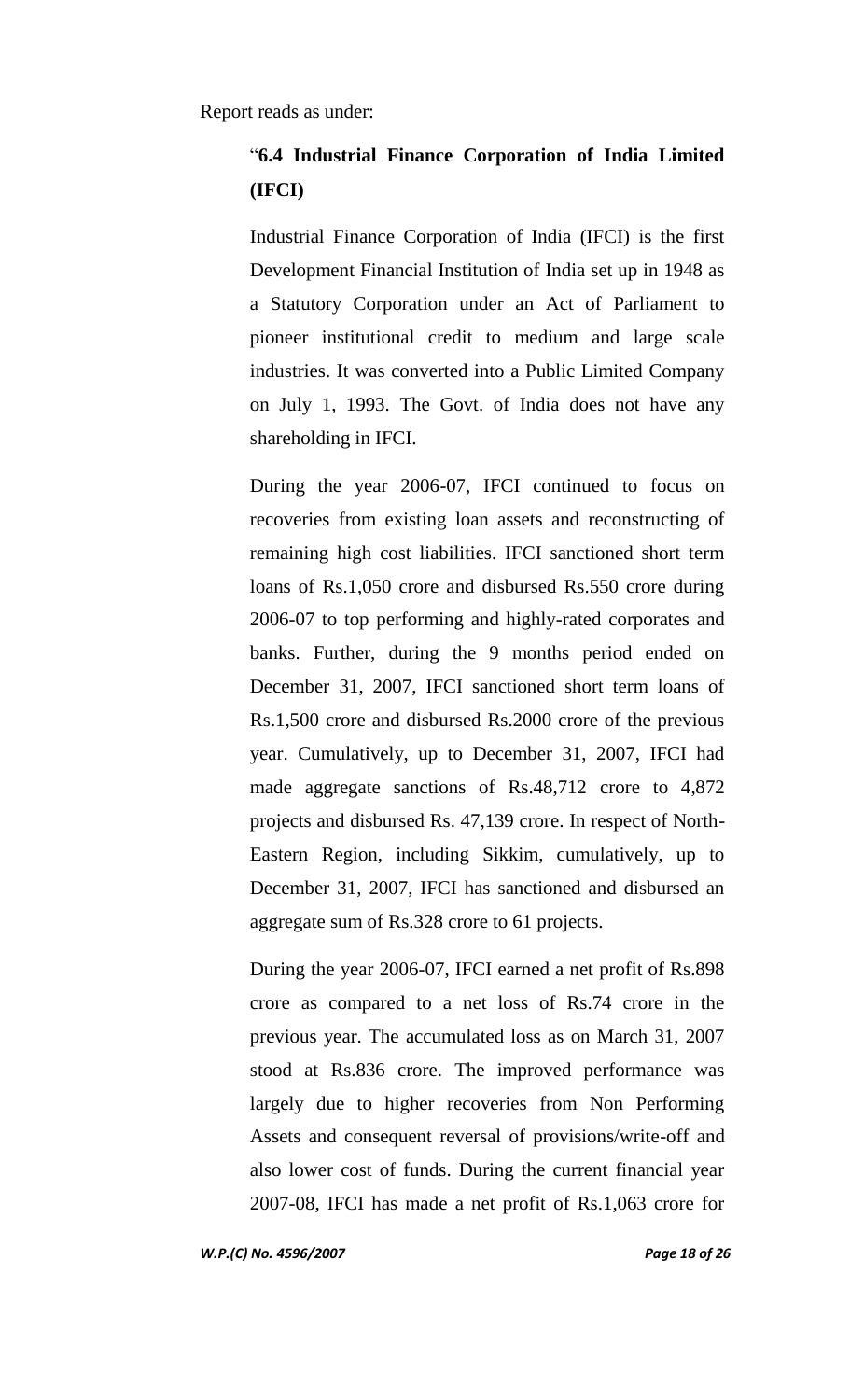Report reads as under:

> "**6.4 Industrial Finance Corporation of India Limited (IFCI)**
>
> Industrial Finance Corporation of India (IFCI) is the first Development Financial Institution of India set up in 1948 as a Statutory Corporation under an Act of Parliament to pioneer institutional credit to medium and large scale industries. It was converted into a Public Limited Company on July 1, 1993. The Govt. of India does not have any shareholding in IFCI.
>
> During the year 2006-07, IFCI continued to focus on recoveries from existing loan assets and reconstructing of remaining high cost liabilities. IFCI sanctioned short term loans of Rs.1,050 crore and disbursed Rs.550 crore during 2006-07 to top performing and highly-rated corporates and banks. Further, during the 9 months period ended on December 31, 2007, IFCI sanctioned short term loans of Rs.1,500 crore and disbursed Rs.2000 crore of the previous year. Cumulatively, up to December 31, 2007, IFCI had made aggregate sanctions of Rs.48,712 crore to 4,872 projects and disbursed Rs. 47,139 crore. In respect of North-Eastern Region, including Sikkim, cumulatively, up to December 31, 2007, IFCI has sanctioned and disbursed an aggregate sum of Rs.328 crore to 61 projects.
>
> During the year 2006-07, IFCI earned a net profit of Rs.898 crore as compared to a net loss of Rs.74 crore in the previous year. The accumulated loss as on March 31, 2007 stood at Rs.836 crore. The improved performance was largely due to higher recoveries from Non Performing Assets and consequent reversal of provisions/write-off and also lower cost of funds. During the current financial year 2007-08, IFCI has made a net profit of Rs.1,063 crore for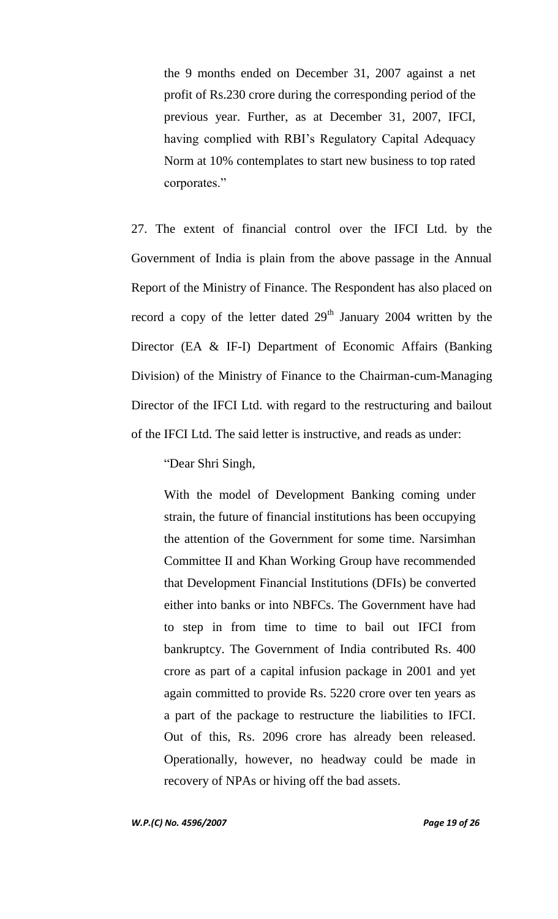> the 9 months ended on December 31, 2007 against a net profit of Rs.230 crore during the corresponding period of the previous year. Further, as at December 31, 2007, IFCI, having complied with RBI's Regulatory Capital Adequacy Norm at 10% contemplates to start new business to top rated corporates."

27. The extent of financial control over the IFCI Ltd. by the Government of India is plain from the above passage in the Annual Report of the Ministry of Finance. The Respondent has also placed on record a copy of the letter dated 29th January 2004 written by the Director (EA & IF-I) Department of Economic Affairs (Banking Division) of the Ministry of Finance to the Chairman-cum-Managing Director of the IFCI Ltd. with regard to the restructuring and bailout of the IFCI Ltd. The said letter is instructive, and reads as under:

> "Dear Shri Singh,
>
> With the model of Development Banking coming under strain, the future of financial institutions has been occupying the attention of the Government for some time. Narsimhan Committee II and Khan Working Group have recommended that Development Financial Institutions (DFIs) be converted either into banks or into NBFCs. The Government have had to step in from time to time to bail out IFCI from bankruptcy. The Government of India contributed Rs. 400 crore as part of a capital infusion package in 2001 and yet again committed to provide Rs. 5220 crore over ten years as a part of the package to restructure the liabilities to IFCI. Out of this, Rs. 2096 crore has already been released. Operationally, however, no headway could be made in recovery of NPAs or hiving off the bad assets.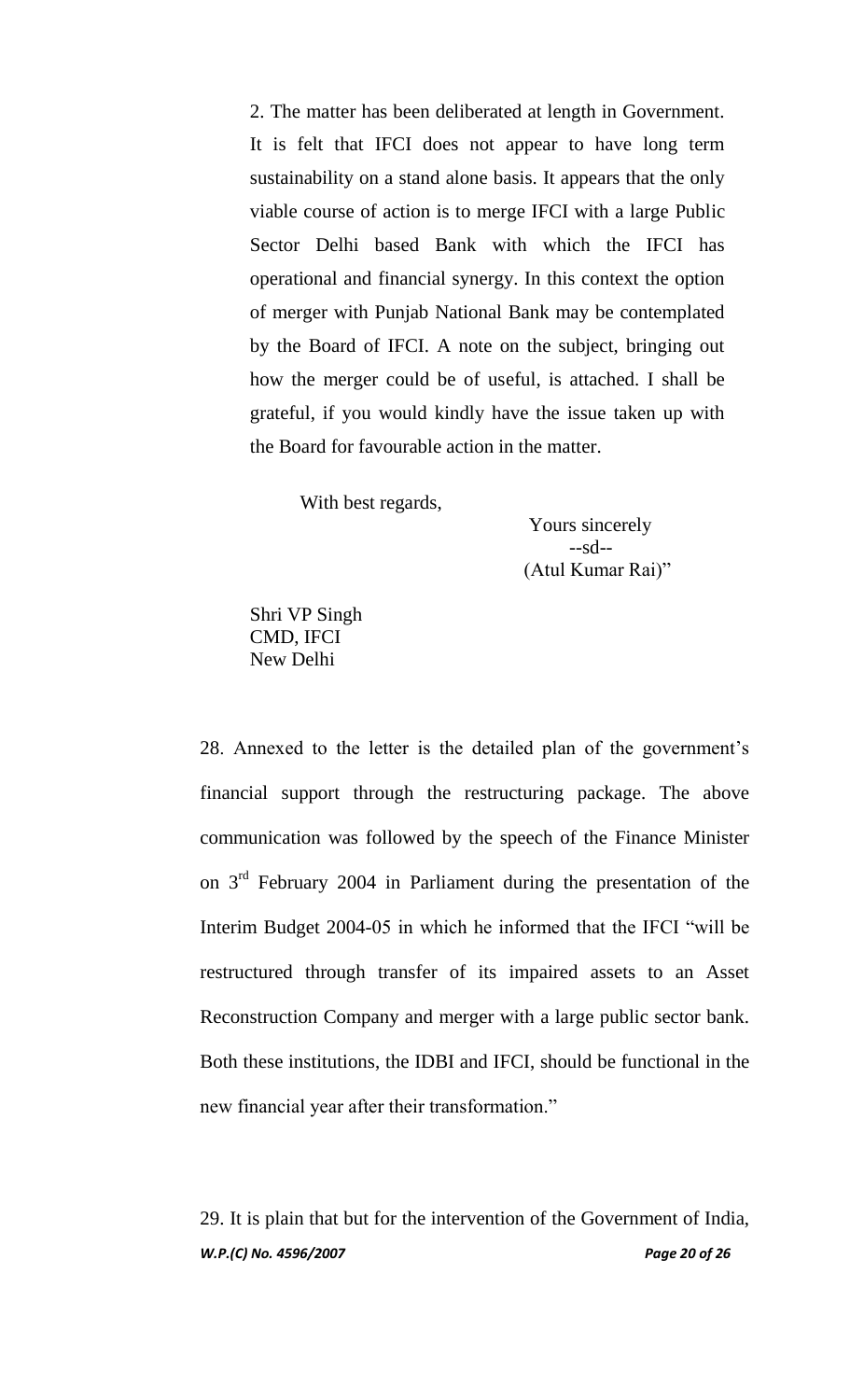> 2. The matter has been deliberated at length in Government. It is felt that IFCI does not appear to have long term sustainability on a stand alone basis. It appears that the only viable course of action is to merge IFCI with a large Public Sector Delhi based Bank with which the IFCI has operational and financial synergy. In this context the option of merger with Punjab National Bank may be contemplated by the Board of IFCI. A note on the subject, bringing out how the merger could be of useful, is attached. I shall be grateful, if you would kindly have the issue taken up with the Board for favourable action in the matter.
>
> With best regards,
>
> Yours sincerely
> --sd--
> (Atul Kumar Rai)"
>
> Shri VP Singh
> CMD, IFCI
> New Delhi

28. Annexed to the letter is the detailed plan of the government's financial support through the restructuring package. The above communication was followed by the speech of the Finance Minister on 3rd February 2004 in Parliament during the presentation of the Interim Budget 2004-05 in which he informed that the IFCI "will be restructured through transfer of its impaired assets to an Asset Reconstruction Company and merger with a large public sector bank. Both these institutions, the IDBI and IFCI, should be functional in the new financial year after their transformation."

29. It is plain that but for the intervention of the Government of India,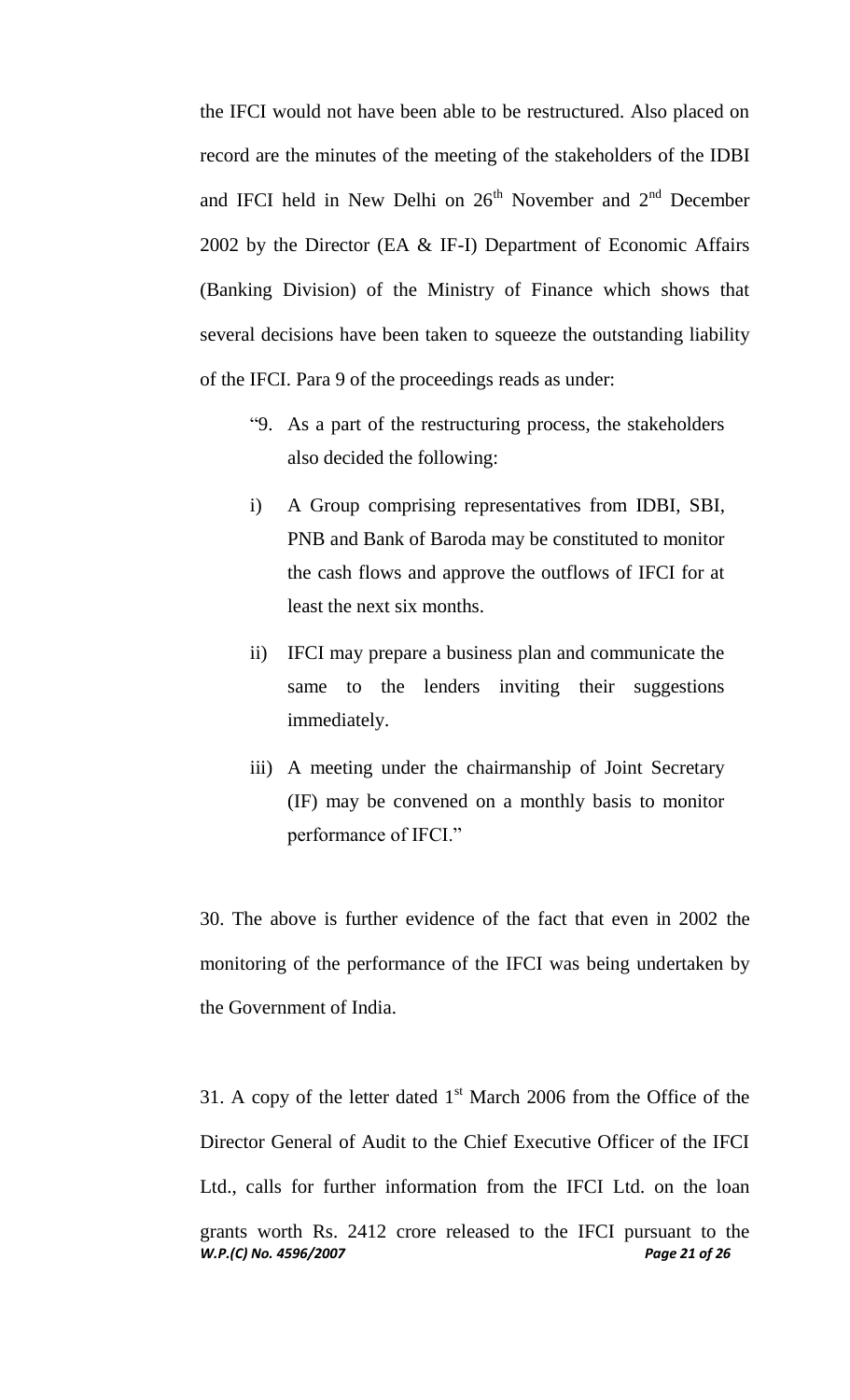the IFCI would not have been able to be restructured. Also placed on record are the minutes of the meeting of the stakeholders of the IDBI and IFCI held in New Delhi on 26th November and 2nd December 2002 by the Director (EA & IF-I) Department of Economic Affairs (Banking Division) of the Ministry of Finance which shows that several decisions have been taken to squeeze the outstanding liability of the IFCI. Para 9 of the proceedings reads as under:

> "9. As a part of the restructuring process, the stakeholders also decided the following:
>
> i) A Group comprising representatives from IDBI, SBI, PNB and Bank of Baroda may be constituted to monitor the cash flows and approve the outflows of IFCI for at least the next six months.
>
> ii) IFCI may prepare a business plan and communicate the same to the lenders inviting their suggestions immediately.
>
> iii) A meeting under the chairmanship of Joint Secretary (IF) may be convened on a monthly basis to monitor performance of IFCI."

30. The above is further evidence of the fact that even in 2002 the monitoring of the performance of the IFCI was being undertaken by the Government of India.

31. A copy of the letter dated 1st March 2006 from the Office of the Director General of Audit to the Chief Executive Officer of the IFCI Ltd., calls for further information from the IFCI Ltd. on the loan grants worth Rs. 2412 crore released to the IFCI pursuant to the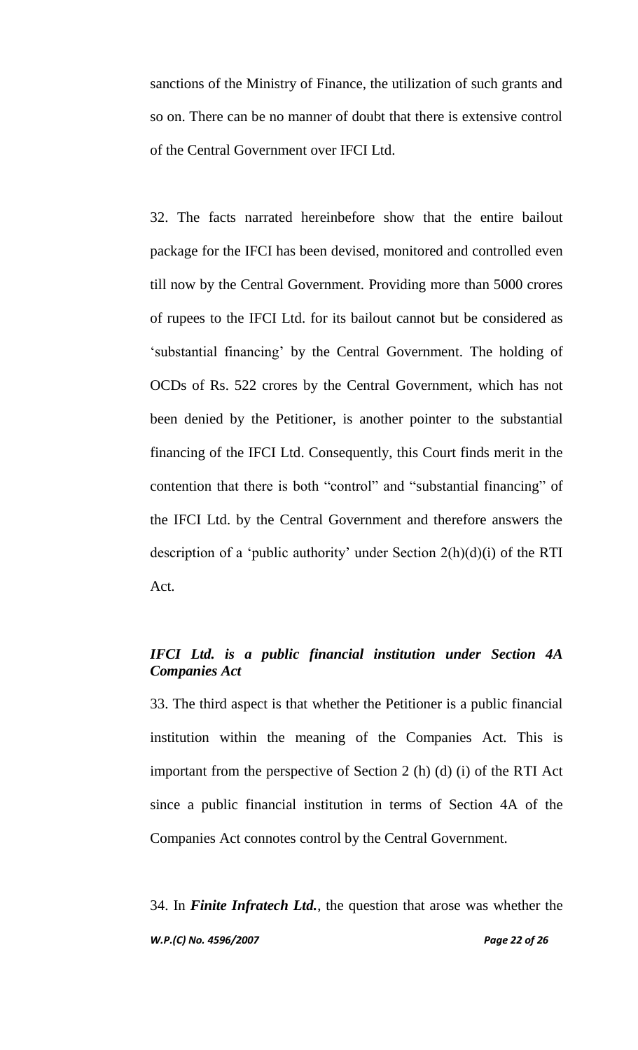sanctions of the Ministry of Finance, the utilization of such grants and so on. There can be no manner of doubt that there is extensive control of the Central Government over IFCI Ltd.

32. The facts narrated hereinbefore show that the entire bailout package for the IFCI has been devised, monitored and controlled even till now by the Central Government. Providing more than 5000 crores of rupees to the IFCI Ltd. for its bailout cannot but be considered as 'substantial financing' by the Central Government. The holding of OCDs of Rs. 522 crores by the Central Government, which has not been denied by the Petitioner, is another pointer to the substantial financing of the IFCI Ltd. Consequently, this Court finds merit in the contention that there is both "control" and "substantial financing" of the IFCI Ltd. by the Central Government and therefore answers the description of a 'public authority' under Section 2(h)(d)(i) of the RTI Act.

***IFCI Ltd. is a public financial institution under Section 4A Companies Act***

33. The third aspect is that whether the Petitioner is a public financial institution within the meaning of the Companies Act. This is important from the perspective of Section 2 (h) (d) (i) of the RTI Act since a public financial institution in terms of Section 4A of the Companies Act connotes control by the Central Government.

34. In ***Finite Infratech Ltd.***, the question that arose was whether the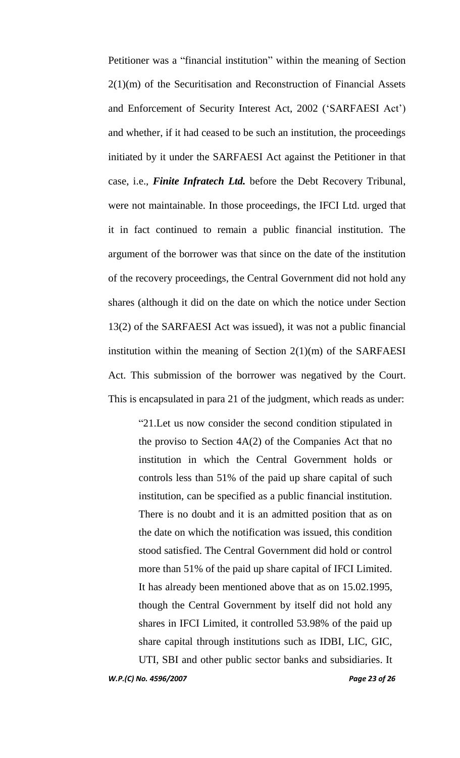Petitioner was a "financial institution" within the meaning of Section 2(1)(m) of the Securitisation and Reconstruction of Financial Assets and Enforcement of Security Interest Act, 2002 ('SARFAESI Act') and whether, if it had ceased to be such an institution, the proceedings initiated by it under the SARFAESI Act against the Petitioner in that case, i.e., ***Finite Infratech Ltd.*** before the Debt Recovery Tribunal, were not maintainable. In those proceedings, the IFCI Ltd. urged that it in fact continued to remain a public financial institution. The argument of the borrower was that since on the date of the institution of the recovery proceedings, the Central Government did not hold any shares (although it did on the date on which the notice under Section 13(2) of the SARFAESI Act was issued), it was not a public financial institution within the meaning of Section 2(1)(m) of the SARFAESI Act. This submission of the borrower was negatived by the Court. This is encapsulated in para 21 of the judgment, which reads as under:

> "21.Let us now consider the second condition stipulated in the proviso to Section 4A(2) of the Companies Act that no institution in which the Central Government holds or controls less than 51% of the paid up share capital of such institution, can be specified as a public financial institution. There is no doubt and it is an admitted position that as on the date on which the notification was issued, this condition stood satisfied. The Central Government did hold or control more than 51% of the paid up share capital of IFCI Limited. It has already been mentioned above that as on 15.02.1995, though the Central Government by itself did not hold any shares in IFCI Limited, it controlled 53.98% of the paid up share capital through institutions such as IDBI, LIC, GIC, UTI, SBI and other public sector banks and subsidiaries. It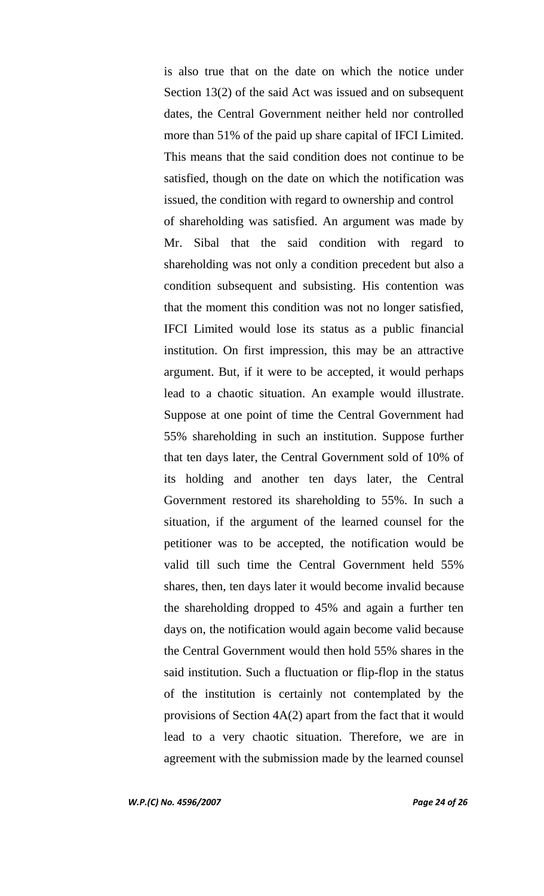is also true that on the date on which the notice under Section 13(2) of the said Act was issued and on subsequent dates, the Central Government neither held nor controlled more than 51% of the paid up share capital of IFCI Limited. This means that the said condition does not continue to be satisfied, though on the date on which the notification was issued, the condition with regard to ownership and control of shareholding was satisfied. An argument was made by Mr. Sibal that the said condition with regard to shareholding was not only a condition precedent but also a condition subsequent and subsisting. His contention was that the moment this condition was not no longer satisfied, IFCI Limited would lose its status as a public financial institution. On first impression, this may be an attractive argument. But, if it were to be accepted, it would perhaps lead to a chaotic situation. An example would illustrate. Suppose at one point of time the Central Government had 55% shareholding in such an institution. Suppose further that ten days later, the Central Government sold of 10% of its holding and another ten days later, the Central Government restored its shareholding to 55%. In such a situation, if the argument of the learned counsel for the petitioner was to be accepted, the notification would be valid till such time the Central Government held 55% shares, then, ten days later it would become invalid because the shareholding dropped to 45% and again a further ten days on, the notification would again become valid because the Central Government would then hold 55% shares in the said institution. Such a fluctuation or flip-flop in the status of the institution is certainly not contemplated by the provisions of Section 4A(2) apart from the fact that it would lead to a very chaotic situation. Therefore, we are in agreement with the submission made by the learned counsel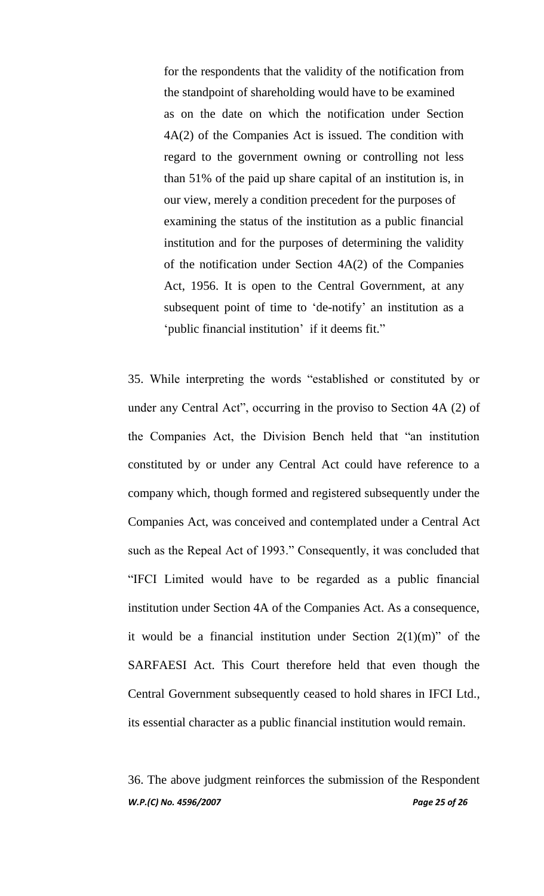> for the respondents that the validity of the notification from the standpoint of shareholding would have to be examined as on the date on which the notification under Section 4A(2) of the Companies Act is issued. The condition with regard to the government owning or controlling not less than 51% of the paid up share capital of an institution is, in our view, merely a condition precedent for the purposes of examining the status of the institution as a public financial institution and for the purposes of determining the validity of the notification under Section 4A(2) of the Companies Act, 1956. It is open to the Central Government, at any subsequent point of time to 'de-notify' an institution as a 'public financial institution' if it deems fit."

35. While interpreting the words "established or constituted by or under any Central Act", occurring in the proviso to Section 4A (2) of the Companies Act, the Division Bench held that "an institution constituted by or under any Central Act could have reference to a company which, though formed and registered subsequently under the Companies Act, was conceived and contemplated under a Central Act such as the Repeal Act of 1993." Consequently, it was concluded that "IFCI Limited would have to be regarded as a public financial institution under Section 4A of the Companies Act. As a consequence, it would be a financial institution under Section 2(1)(m)" of the SARFAESI Act. This Court therefore held that even though the Central Government subsequently ceased to hold shares in IFCI Ltd., its essential character as a public financial institution would remain.

36. The above judgment reinforces the submission of the Respondent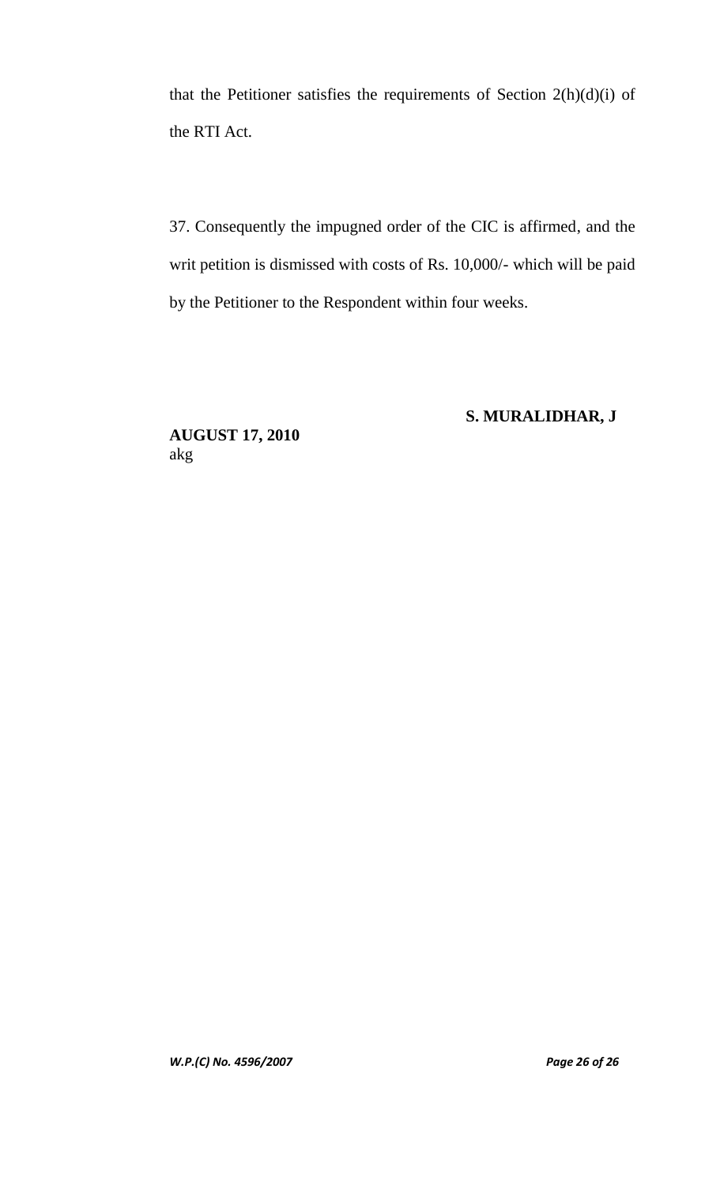that the Petitioner satisfies the requirements of Section 2(h)(d)(i) of the RTI Act.

37. Consequently the impugned order of the CIC is affirmed, and the writ petition is dismissed with costs of Rs. 10,000/- which will be paid by the Petitioner to the Respondent within four weeks.

**S. MURALIDHAR, J**

**AUGUST 17, 2010**
akg